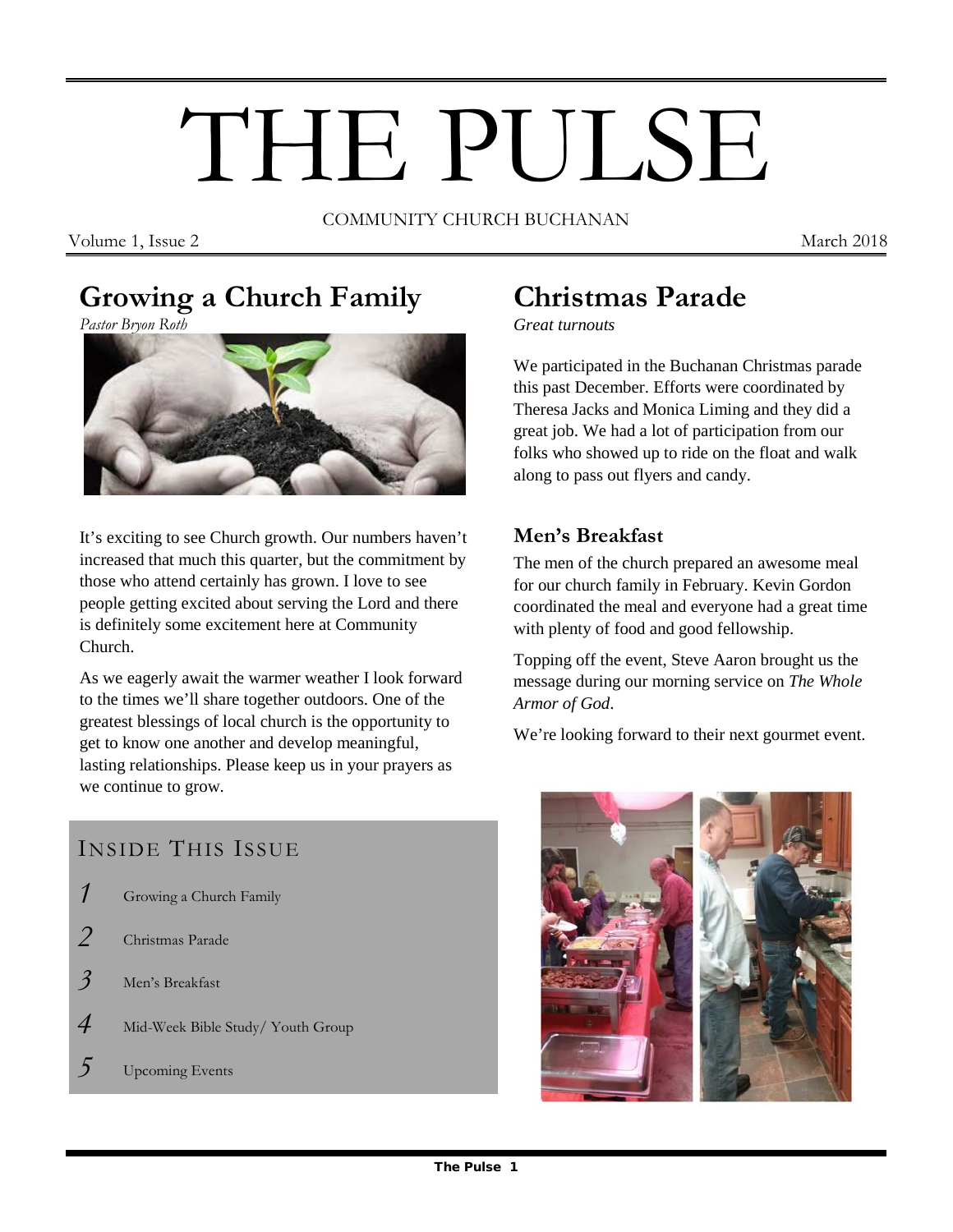# THE PULSE

COMMUNITY CHURCH BUCHANAN

Volume 1, Issue 2 March 2018

## Growing a Church Family

*Pastor Bryon Roth*

It's exciting to see Church growth. Our numbers haven't increased that much this quarter, but the commitment by those who attend certainly has grown. I love to see people getting excited about serving the Lord and there is definitely some excitement here at Community Church.

As we eagerly await the warmer weather I look forward to the times we'll share together outdoors. One of the greatest blessings of local church is the opportunity to get to know one another and develop meaningful, lasting relationships. Please keep us in your prayers as we continue to grow.

### INSIDE THIS ISSUE

1. Growing a Church Family
2. Christmas Parade
3. Men's Breakfast
4. Mid-Week Bible Study/ Youth Group
5. Upcoming Events

## Christmas Parade

*Great turnouts*

We participated in the Buchanan Christmas parade this past December. Efforts were coordinated by Theresa Jacks and Monica Liming and they did a great job. We had a lot of participation from our folks who showed up to ride on the float and walk along to pass out flyers and candy.

### Men's Breakfast

The men of the church prepared an awesome meal for our church family in February. Kevin Gordon coordinated the meal and everyone had a great time with plenty of food and good fellowship.

Topping off the event, Steve Aaron brought us the message during our morning service on *The Whole Armor of God*.

We're looking forward to their next gourmet event.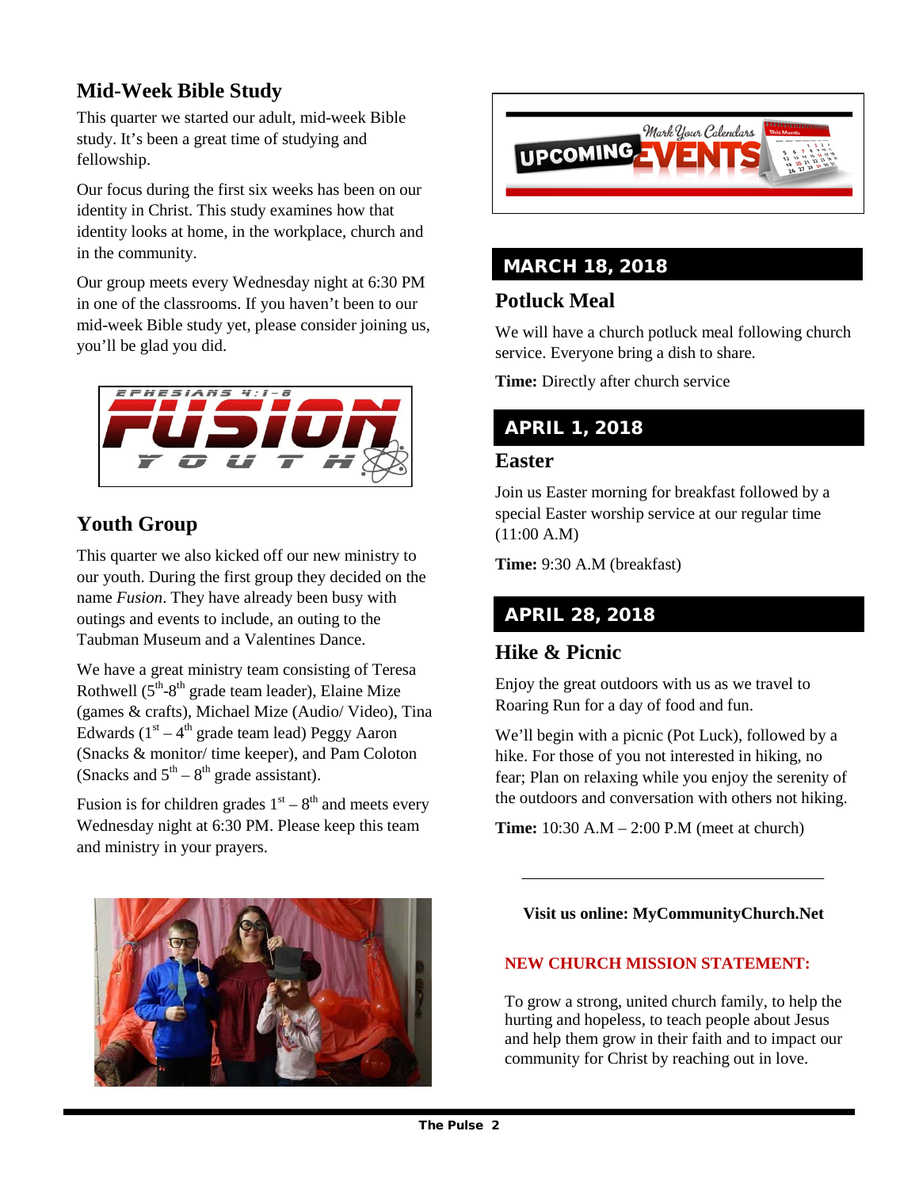## Mid-Week Bible Study

This quarter we started our adult, mid-week Bible study. It's been a great time of studying and fellowship.

Our focus during the first six weeks has been on our identity in Christ. This study examines how that identity looks at home, in the workplace, church and in the community.

Our group meets every Wednesday night at 6:30 PM in one of the classrooms. If you haven't been to our mid-week Bible study yet, please consider joining us, you'll be glad you did.

## Youth Group

This quarter we also kicked off our new ministry to our youth. During the first group they decided on the name *Fusion*. They have already been busy with outings and events to include, an outing to the Taubman Museum and a Valentines Dance.

We have a great ministry team consisting of Teresa Rothwell (5th-8th grade team leader), Elaine Mize (games & crafts), Michael Mize (Audio/ Video), Tina Edwards (1st – 4th grade team lead) Peggy Aaron (Snacks & monitor/ time keeper), and Pam Coloton (Snacks and 5th – 8th grade assistant).

Fusion is for children grades 1st – 8th and meets every Wednesday night at 6:30 PM. Please keep this team and ministry in your prayers.

## MARCH 18, 2018

### Potluck Meal

We will have a church potluck meal following church service. Everyone bring a dish to share.

**Time:** Directly after church service

## APRIL 1, 2018

### Easter

Join us Easter morning for breakfast followed by a special Easter worship service at our regular time (11:00 A.M)

**Time:** 9:30 A.M (breakfast)

## APRIL 28, 2018

### Hike & Picnic

Enjoy the great outdoors with us as we travel to Roaring Run for a day of food and fun.

We'll begin with a picnic (Pot Luck), followed by a hike. For those of you not interested in hiking, no fear; Plan on relaxing while you enjoy the serenity of the outdoors and conversation with others not hiking.

**Time:** 10:30 A.M – 2:00 P.M (meet at church)

---

**Visit us online: MyCommunityChurch.Net**

**NEW CHURCH MISSION STATEMENT:**

To grow a strong, united church family, to help the hurting and hopeless, to teach people about Jesus and help them grow in their faith and to impact our community for Christ by reaching out in love.